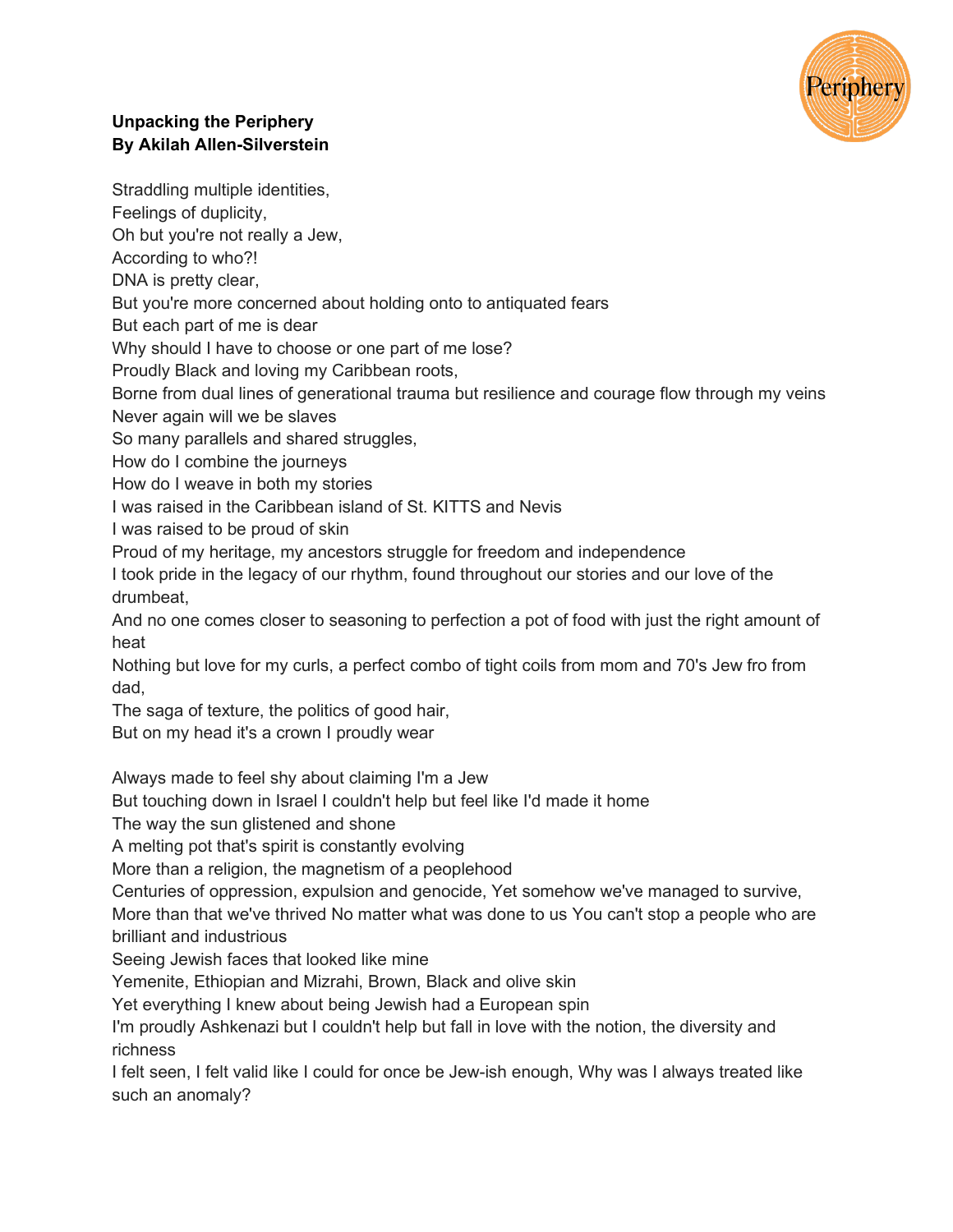**Unpacking the Periphery**
**By Akilah Allen-Silverstein**

Straddling multiple identities,
Feelings of duplicity,
Oh but you're not really a Jew,
According to who?!
DNA is pretty clear,
But you're more concerned about holding onto to antiquated fears
But each part of me is dear
Why should I have to choose or one part of me lose?
Proudly Black and loving my Caribbean roots,
Borne from dual lines of generational trauma but resilience and courage flow through my veins
Never again will we be slaves
So many parallels and shared struggles,
How do I combine the journeys
How do I weave in both my stories
I was raised in the Caribbean island of St. KITTS and Nevis
I was raised to be proud of skin
Proud of my heritage, my ancestors struggle for freedom and independence
I took pride in the legacy of our rhythm, found throughout our stories and our love of the drumbeat,
And no one comes closer to seasoning to perfection a pot of food with just the right amount of heat
Nothing but love for my curls, a perfect combo of tight coils from mom and 70's Jew fro from dad,
The saga of texture, the politics of good hair,
But on my head it's a crown I proudly wear

Always made to feel shy about claiming I'm a Jew
But touching down in Israel I couldn't help but feel like I'd made it home
The way the sun glistened and shone
A melting pot that's spirit is constantly evolving
More than a religion, the magnetism of a peoplehood
Centuries of oppression, expulsion and genocide, Yet somehow we've managed to survive,
More than that we've thrived No matter what was done to us You can't stop a people who are brilliant and industrious
Seeing Jewish faces that looked like mine
Yemenite, Ethiopian and Mizrahi, Brown, Black and olive skin
Yet everything I knew about being Jewish had a European spin
I'm proudly Ashkenazi but I couldn't help but fall in love with the notion, the diversity and richness
I felt seen, I felt valid like I could for once be Jew-ish enough, Why was I always treated like such an anomaly?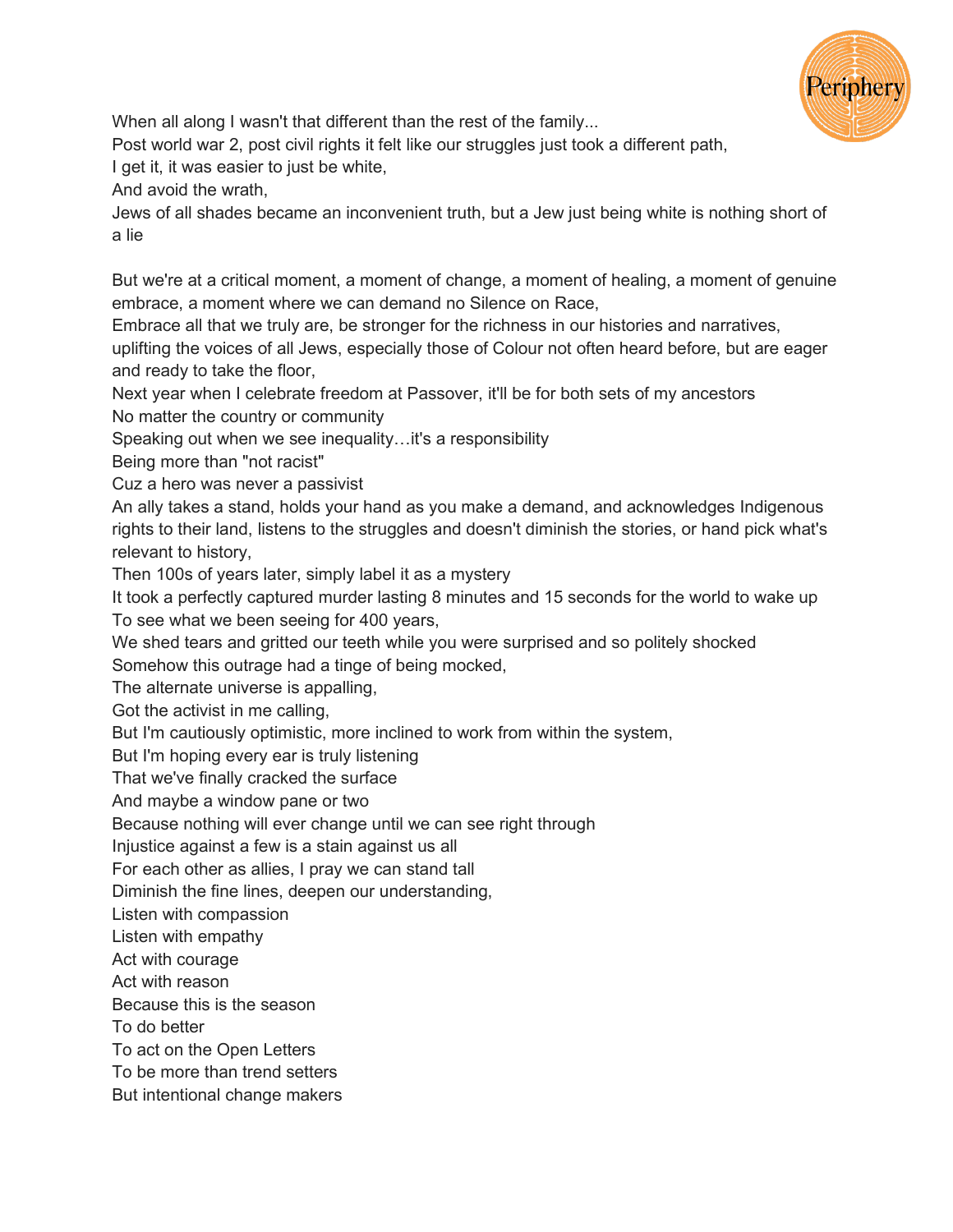When all along I wasn't that different than the rest of the family...
Post world war 2, post civil rights it felt like our struggles just took a different path,
I get it, it was easier to just be white,
And avoid the wrath,
Jews of all shades became an inconvenient truth, but a Jew just being white is nothing short of a lie

But we're at a critical moment, a moment of change, a moment of healing, a moment of genuine embrace, a moment where we can demand no Silence on Race,
Embrace all that we truly are, be stronger for the richness in our histories and narratives, uplifting the voices of all Jews, especially those of Colour not often heard before, but are eager and ready to take the floor,
Next year when I celebrate freedom at Passover, it'll be for both sets of my ancestors
No matter the country or community
Speaking out when we see inequality…it's a responsibility
Being more than "not racist"
Cuz a hero was never a passivist
An ally takes a stand, holds your hand as you make a demand, and acknowledges Indigenous rights to their land, listens to the struggles and doesn't diminish the stories, or hand pick what's relevant to history,
Then 100s of years later, simply label it as a mystery
It took a perfectly captured murder lasting 8 minutes and 15 seconds for the world to wake up
To see what we been seeing for 400 years,
We shed tears and gritted our teeth while you were surprised and so politely shocked
Somehow this outrage had a tinge of being mocked,
The alternate universe is appalling,
Got the activist in me calling,
But I'm cautiously optimistic, more inclined to work from within the system,
But I'm hoping every ear is truly listening
That we've finally cracked the surface
And maybe a window pane or two
Because nothing will ever change until we can see right through
Injustice against a few is a stain against us all
For each other as allies, I pray we can stand tall
Diminish the fine lines, deepen our understanding,
Listen with compassion
Listen with empathy
Act with courage
Act with reason
Because this is the season
To do better
To act on the Open Letters
To be more than trend setters
But intentional change makers